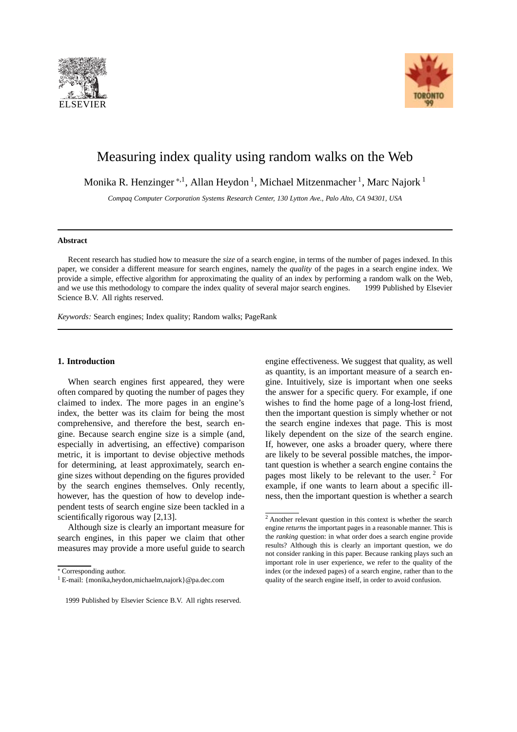# Measuring index quality using random walks on the Web

Monika R. Henzinger [*,1], Allan Heydon [1], Michael Mitzenmacher [1], Marc Najork [1]

*Compaq Computer Corporation Systems Research Center, 130 Lytton Ave., Palo Alto, CA 94301, USA*

## Abstract

Recent research has studied how to measure the *size* of a search engine, in terms of the number of pages indexed. In this paper, we consider a different measure for search engines, namely the *quality* of the pages in a search engine index. We provide a simple, effective algorithm for approximating the quality of an index by performing a random walk on the Web, and we use this methodology to compare the index quality of several major search engines. 1999 Published by Elsevier Science B.V. All rights reserved.

*Keywords:* Search engines; Index quality; Random walks; PageRank

## 1. Introduction

When search engines first appeared, they were often compared by quoting the number of pages they claimed to index. The more pages in an engine's index, the better was its claim for being the most comprehensive, and therefore the best, search engine. Because search engine size is a simple (and, especially in advertising, an effective) comparison metric, it is important to devise objective methods for determining, at least approximately, search engine sizes without depending on the figures provided by the search engines themselves. Only recently, however, has the question of how to develop independent tests of search engine size been tackled in a scientifically rigorous way [2,13].

Although size is clearly an important measure for search engines, in this paper we claim that other measures may provide a more useful guide to search engine effectiveness. We suggest that quality, as well as quantity, is an important measure of a search engine. Intuitively, size is important when one seeks the answer for a specific query. For example, if one wishes to find the home page of a long-lost friend, then the important question is simply whether or not the search engine indexes that page. This is most likely dependent on the size of the search engine. If, however, one asks a broader query, where there are likely to be several possible matches, the important question is whether a search engine contains the pages most likely to be relevant to the user. [2] For example, if one wants to learn about a specific illness, then the important question is whether a search

---

[*] Corresponding author.

[1] E-mail: {monika,heydon,michaelm,najork}@pa.dec.com

[2] Another relevant question in this context is whether the search engine *returns* the important pages in a reasonable manner. This is the *ranking* question: in what order does a search engine provide results? Although this is clearly an important question, we do not consider ranking in this paper. Because ranking plays such an important role in user experience, we refer to the quality of the index (or the indexed pages) of a search engine, rather than to the quality of the search engine itself, in order to avoid confusion.

1999 Published by Elsevier Science B.V. All rights reserved.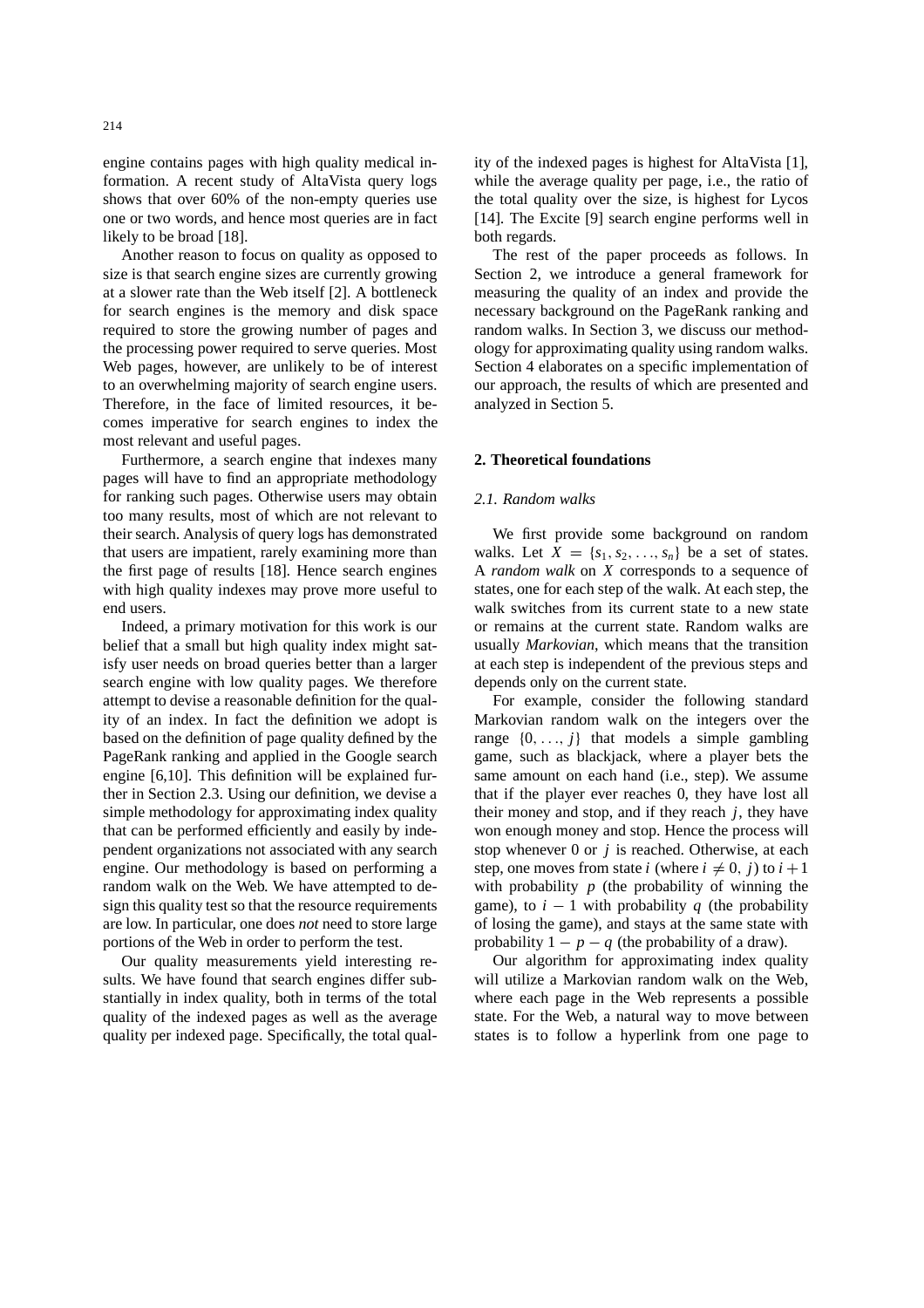engine contains pages with high quality medical information. A recent study of AltaVista query logs shows that over 60% of the non-empty queries use one or two words, and hence most queries are in fact likely to be broad [18].

Another reason to focus on quality as opposed to size is that search engine sizes are currently growing at a slower rate than the Web itself [2]. A bottleneck for search engines is the memory and disk space required to store the growing number of pages and the processing power required to serve queries. Most Web pages, however, are unlikely to be of interest to an overwhelming majority of search engine users. Therefore, in the face of limited resources, it becomes imperative for search engines to index the most relevant and useful pages.

Furthermore, a search engine that indexes many pages will have to find an appropriate methodology for ranking such pages. Otherwise users may obtain too many results, most of which are not relevant to their search. Analysis of query logs has demonstrated that users are impatient, rarely examining more than the first page of results [18]. Hence search engines with high quality indexes may prove more useful to end users.

Indeed, a primary motivation for this work is our belief that a small but high quality index might satisfy user needs on broad queries better than a larger search engine with low quality pages. We therefore attempt to devise a reasonable definition for the quality of an index. In fact the definition we adopt is based on the definition of page quality defined by the PageRank ranking and applied in the Google search engine [6,10]. This definition will be explained further in Section 2.3. Using our definition, we devise a simple methodology for approximating index quality that can be performed efficiently and easily by independent organizations not associated with any search engine. Our methodology is based on performing a random walk on the Web. We have attempted to design this quality test so that the resource requirements are low. In particular, one does *not* need to store large portions of the Web in order to perform the test.

Our quality measurements yield interesting results. We have found that search engines differ substantially in index quality, both in terms of the total quality of the indexed pages as well as the average quality per indexed page. Specifically, the total quality of the indexed pages is highest for AltaVista [1], while the average quality per page, i.e., the ratio of the total quality over the size, is highest for Lycos [14]. The Excite [9] search engine performs well in both regards.

The rest of the paper proceeds as follows. In Section 2, we introduce a general framework for measuring the quality of an index and provide the necessary background on the PageRank ranking and random walks. In Section 3, we discuss our methodology for approximating quality using random walks. Section 4 elaborates on a specific implementation of our approach, the results of which are presented and analyzed in Section 5.

## 2. Theoretical foundations

### 2.1. Random walks

We first provide some background on random walks. Let $X = \{s_1, s_2, \ldots, s_n\}$ be a set of states. A *random walk* on $X$ corresponds to a sequence of states, one for each step of the walk. At each step, the walk switches from its current state to a new state or remains at the current state. Random walks are usually *Markovian*, which means that the transition at each step is independent of the previous steps and depends only on the current state.

For example, consider the following standard Markovian random walk on the integers over the range $\{0, \ldots, j\}$ that models a simple gambling game, such as blackjack, where a player bets the same amount on each hand (i.e., step). We assume that if the player ever reaches 0, they have lost all their money and stop, and if they reach $j$, they have won enough money and stop. Hence the process will stop whenever 0 or $j$ is reached. Otherwise, at each step, one moves from state $i$ (where $i \neq 0, j$) to $i + 1$ with probability $p$ (the probability of winning the game), to $i - 1$ with probability $q$ (the probability of losing the game), and stays at the same state with probability $1 - p - q$ (the probability of a draw).

Our algorithm for approximating index quality will utilize a Markovian random walk on the Web, where each page in the Web represents a possible state. For the Web, a natural way to move between states is to follow a hyperlink from one page to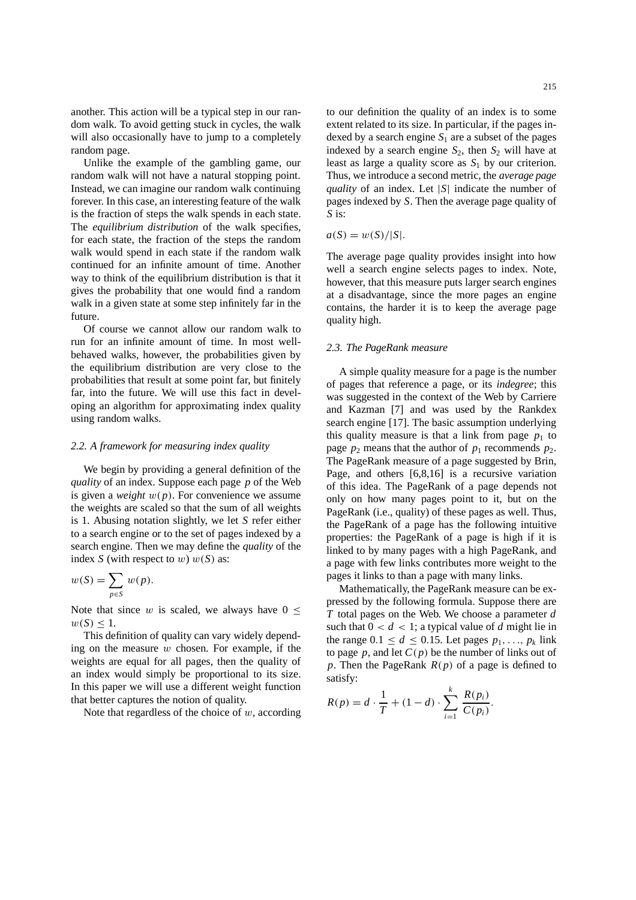another. This action will be a typical step in our random walk. To avoid getting stuck in cycles, the walk will also occasionally have to jump to a completely random page.

Unlike the example of the gambling game, our random walk will not have a natural stopping point. Instead, we can imagine our random walk continuing forever. In this case, an interesting feature of the walk is the fraction of steps the walk spends in each state. The *equilibrium distribution* of the walk specifies, for each state, the fraction of the steps the random walk would spend in each state if the random walk continued for an infinite amount of time. Another way to think of the equilibrium distribution is that it gives the probability that one would find a random walk in a given state at some step infinitely far in the future.

Of course we cannot allow our random walk to run for an infinite amount of time. In most well-behaved walks, however, the probabilities given by the equilibrium distribution are very close to the probabilities that result at some point far, but finitely far, into the future. We will use this fact in developing an algorithm for approximating index quality using random walks.

### *2.2. A framework for measuring index quality*

We begin by providing a general definition of the *quality* of an index. Suppose each page $p$ of the Web is given a *weight* $w(p)$. For convenience we assume the weights are scaled so that the sum of all weights is 1. Abusing notation slightly, we let $S$ refer either to a search engine or to the set of pages indexed by a search engine. Then we may define the *quality* of the index $S$ (with respect to $w$) $w(S)$ as:

$$w(S) = \sum_{p \in S} w(p).$$

Note that since $w$ is scaled, we always have $0 \leq w(S) \leq 1$.

This definition of quality can vary widely depending on the measure $w$ chosen. For example, if the weights are equal for all pages, then the quality of an index would simply be proportional to its size. In this paper we will use a different weight function that better captures the notion of quality.

Note that regardless of the choice of $w$, according to our definition the quality of an index is to some extent related to its size. In particular, if the pages indexed by a search engine $S_1$ are a subset of the pages indexed by a search engine $S_2$, then $S_2$ will have at least as large a quality score as $S_1$ by our criterion. Thus, we introduce a second metric, the *average page quality* of an index. Let $|S|$ indicate the number of pages indexed by $S$. Then the average page quality of $S$ is:

$$a(S) = w(S)/|S|.$$

The average page quality provides insight into how well a search engine selects pages to index. Note, however, that this measure puts larger search engines at a disadvantage, since the more pages an engine contains, the harder it is to keep the average page quality high.

### *2.3. The PageRank measure*

A simple quality measure for a page is the number of pages that reference a page, or its *indegree*; this was suggested in the context of the Web by Carriere and Kazman [7] and was used by the Rankdex search engine [17]. The basic assumption underlying this quality measure is that a link from page $p_1$ to page $p_2$ means that the author of $p_1$ recommends $p_2$. The PageRank measure of a page suggested by Brin, Page, and others [6,8,16] is a recursive variation of this idea. The PageRank of a page depends not only on how many pages point to it, but on the PageRank (i.e., quality) of these pages as well. Thus, the PageRank of a page has the following intuitive properties: the PageRank of a page is high if it is linked to by many pages with a high PageRank, and a page with few links contributes more weight to the pages it links to than a page with many links.

Mathematically, the PageRank measure can be expressed by the following formula. Suppose there are $T$ total pages on the Web. We choose a parameter $d$ such that $0 < d < 1$; a typical value of $d$ might lie in the range $0.1 \leq d \leq 0.15$. Let pages $p_1, \ldots, p_k$ link to page $p$, and let $C(p)$ be the number of links out of $p$. Then the PageRank $R(p)$ of a page is defined to satisfy:

$$R(p) = d \cdot \frac{1}{T} + (1 - d) \cdot \sum_{i=1}^{k} \frac{R(p_i)}{C(p_i)}.$$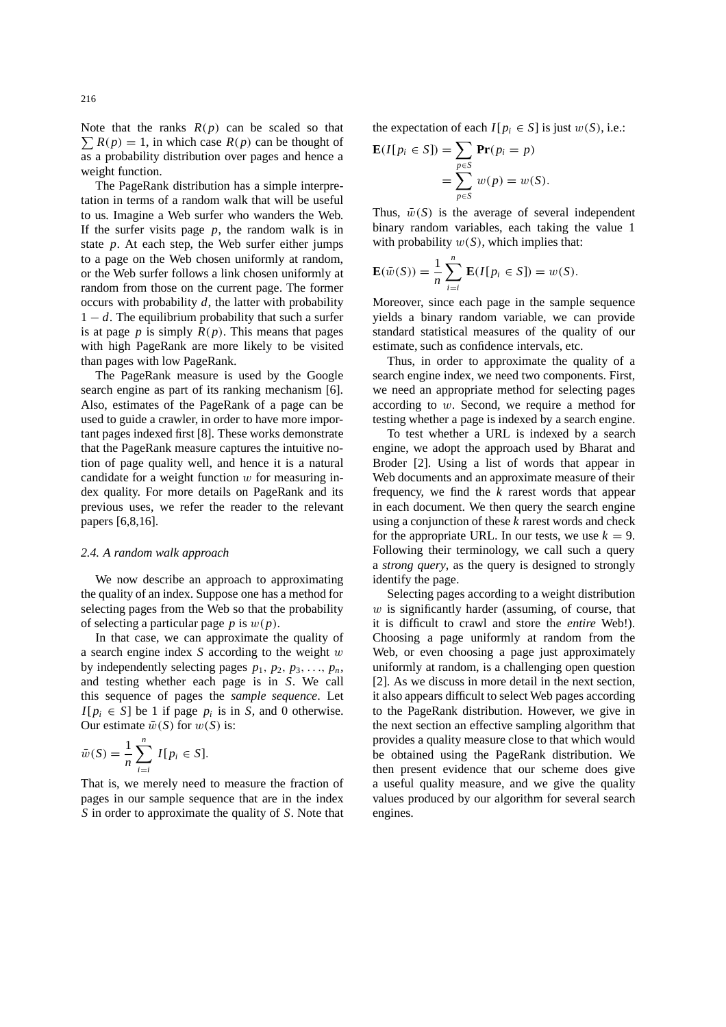Note that the ranks $R(p)$ can be scaled so that $\sum R(p) = 1$, in which case $R(p)$ can be thought of as a probability distribution over pages and hence a weight function.

The PageRank distribution has a simple interpretation in terms of a random walk that will be useful to us. Imagine a Web surfer who wanders the Web. If the surfer visits page $p$, the random walk is in state $p$. At each step, the Web surfer either jumps to a page on the Web chosen uniformly at random, or the Web surfer follows a link chosen uniformly at random from those on the current page. The former occurs with probability $d$, the latter with probability $1 - d$. The equilibrium probability that such a surfer is at page $p$ is simply $R(p)$. This means that pages with high PageRank are more likely to be visited than pages with low PageRank.

The PageRank measure is used by the Google search engine as part of its ranking mechanism [6]. Also, estimates of the PageRank of a page can be used to guide a crawler, in order to have more important pages indexed first [8]. These works demonstrate that the PageRank measure captures the intuitive notion of page quality well, and hence it is a natural candidate for a weight function $w$ for measuring index quality. For more details on PageRank and its previous uses, we refer the reader to the relevant papers [6,8,16].

### *2.4. A random walk approach*

We now describe an approach to approximating the quality of an index. Suppose one has a method for selecting pages from the Web so that the probability of selecting a particular page $p$ is $w(p)$.

In that case, we can approximate the quality of a search engine index $S$ according to the weight $w$ by independently selecting pages $p_1, p_2, p_3, \ldots, p_n$, and testing whether each page is in $S$. We call this sequence of pages the *sample sequence*. Let $I[p_i \in S]$ be 1 if page $p_i$ is in $S$, and 0 otherwise. Our estimate $\bar{w}(S)$ for $w(S)$ is:

$$\bar{w}(S) = \frac{1}{n} \sum_{i=i}^{n} I[p_i \in S].$$

That is, we merely need to measure the fraction of pages in our sample sequence that are in the index $S$ in order to approximate the quality of $S$. Note that the expectation of each $I[p_i \in S]$ is just $w(S)$, i.e.:

$$\mathbf{E}(I[p_i \in S]) = \sum_{p \in S} \mathbf{Pr}(p_i = p) = \sum_{p \in S} w(p) = w(S).$$

Thus, $\bar{w}(S)$ is the average of several independent binary random variables, each taking the value 1 with probability $w(S)$, which implies that:

$$\mathbf{E}(\bar{w}(S)) = \frac{1}{n} \sum_{i=i}^{n} \mathbf{E}(I[p_i \in S]) = w(S).$$

Moreover, since each page in the sample sequence yields a binary random variable, we can provide standard statistical measures of the quality of our estimate, such as confidence intervals, etc.

Thus, in order to approximate the quality of a search engine index, we need two components. First, we need an appropriate method for selecting pages according to $w$. Second, we require a method for testing whether a page is indexed by a search engine.

To test whether a URL is indexed by a search engine, we adopt the approach used by Bharat and Broder [2]. Using a list of words that appear in Web documents and an approximate measure of their frequency, we find the $k$ rarest words that appear in each document. We then query the search engine using a conjunction of these $k$ rarest words and check for the appropriate URL. In our tests, we use $k = 9$. Following their terminology, we call such a query a *strong query*, as the query is designed to strongly identify the page.

Selecting pages according to a weight distribution $w$ is significantly harder (assuming, of course, that it is difficult to crawl and store the *entire* Web!). Choosing a page uniformly at random from the Web, or even choosing a page just approximately uniformly at random, is a challenging open question [2]. As we discuss in more detail in the next section, it also appears difficult to select Web pages according to the PageRank distribution. However, we give in the next section an effective sampling algorithm that provides a quality measure close to that which would be obtained using the PageRank distribution. We then present evidence that our scheme does give a useful quality measure, and we give the quality values produced by our algorithm for several search engines.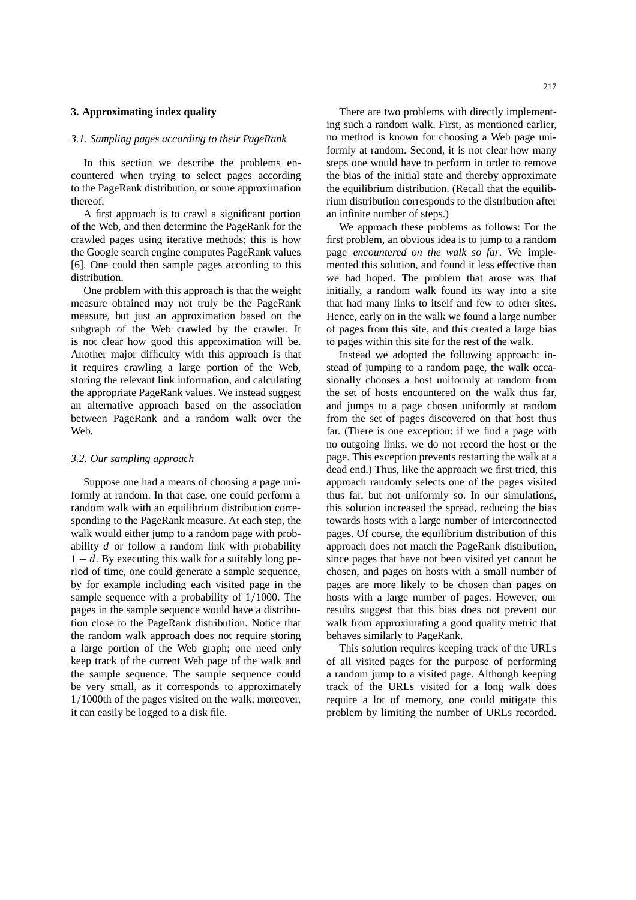## 3. Approximating index quality

### 3.1. Sampling pages according to their PageRank

In this section we describe the problems encountered when trying to select pages according to the PageRank distribution, or some approximation thereof.

A first approach is to crawl a significant portion of the Web, and then determine the PageRank for the crawled pages using iterative methods; this is how the Google search engine computes PageRank values [6]. One could then sample pages according to this distribution.

One problem with this approach is that the weight measure obtained may not truly be the PageRank measure, but just an approximation based on the subgraph of the Web crawled by the crawler. It is not clear how good this approximation will be. Another major difficulty with this approach is that it requires crawling a large portion of the Web, storing the relevant link information, and calculating the appropriate PageRank values. We instead suggest an alternative approach based on the association between PageRank and a random walk over the Web.

### 3.2. Our sampling approach

Suppose one had a means of choosing a page uniformly at random. In that case, one could perform a random walk with an equilibrium distribution corresponding to the PageRank measure. At each step, the walk would either jump to a random page with probability $d$ or follow a random link with probability $1 - d$. By executing this walk for a suitably long period of time, one could generate a sample sequence, by for example including each visited page in the sample sequence with a probability of $1/1000$. The pages in the sample sequence would have a distribution close to the PageRank distribution. Notice that the random walk approach does not require storing a large portion of the Web graph; one need only keep track of the current Web page of the walk and the sample sequence. The sample sequence could be very small, as it corresponds to approximately $1/1000$th of the pages visited on the walk; moreover, it can easily be logged to a disk file.

There are two problems with directly implementing such a random walk. First, as mentioned earlier, no method is known for choosing a Web page uniformly at random. Second, it is not clear how many steps one would have to perform in order to remove the bias of the initial state and thereby approximate the equilibrium distribution. (Recall that the equilibrium distribution corresponds to the distribution after an infinite number of steps.)

We approach these problems as follows: For the first problem, an obvious idea is to jump to a random page *encountered on the walk so far*. We implemented this solution, and found it less effective than we had hoped. The problem that arose was that initially, a random walk found its way into a site that had many links to itself and few to other sites. Hence, early on in the walk we found a large number of pages from this site, and this created a large bias to pages within this site for the rest of the walk.

Instead we adopted the following approach: instead of jumping to a random page, the walk occasionally chooses a host uniformly at random from the set of hosts encountered on the walk thus far, and jumps to a page chosen uniformly at random from the set of pages discovered on that host thus far. (There is one exception: if we find a page with no outgoing links, we do not record the host or the page. This exception prevents restarting the walk at a dead end.) Thus, like the approach we first tried, this approach randomly selects one of the pages visited thus far, but not uniformly so. In our simulations, this solution increased the spread, reducing the bias towards hosts with a large number of interconnected pages. Of course, the equilibrium distribution of this approach does not match the PageRank distribution, since pages that have not been visited yet cannot be chosen, and pages on hosts with a small number of pages are more likely to be chosen than pages on hosts with a large number of pages. However, our results suggest that this bias does not prevent our walk from approximating a good quality metric that behaves similarly to PageRank.

This solution requires keeping track of the URLs of all visited pages for the purpose of performing a random jump to a visited page. Although keeping track of the URLs visited for a long walk does require a lot of memory, one could mitigate this problem by limiting the number of URLs recorded.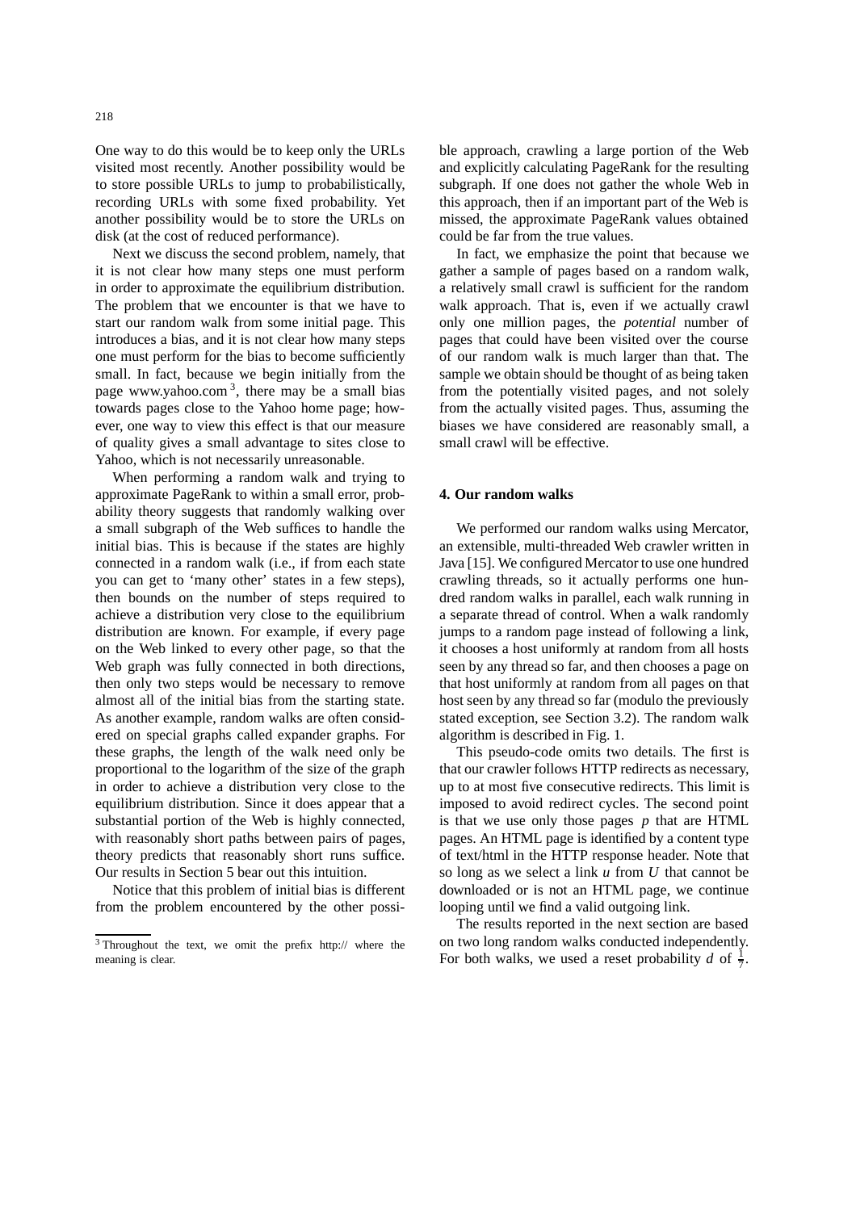One way to do this would be to keep only the URLs visited most recently. Another possibility would be to store possible URLs to jump to probabilistically, recording URLs with some fixed probability. Yet another possibility would be to store the URLs on disk (at the cost of reduced performance).

Next we discuss the second problem, namely, that it is not clear how many steps one must perform in order to approximate the equilibrium distribution. The problem that we encounter is that we have to start our random walk from some initial page. This introduces a bias, and it is not clear how many steps one must perform for the bias to become sufficiently small. In fact, because we begin initially from the page www.yahoo.com [3], there may be a small bias towards pages close to the Yahoo home page; however, one way to view this effect is that our measure of quality gives a small advantage to sites close to Yahoo, which is not necessarily unreasonable.

When performing a random walk and trying to approximate PageRank to within a small error, probability theory suggests that randomly walking over a small subgraph of the Web suffices to handle the initial bias. This is because if the states are highly connected in a random walk (i.e., if from each state you can get to 'many other' states in a few steps), then bounds on the number of steps required to achieve a distribution very close to the equilibrium distribution are known. For example, if every page on the Web linked to every other page, so that the Web graph was fully connected in both directions, then only two steps would be necessary to remove almost all of the initial bias from the starting state. As another example, random walks are often considered on special graphs called expander graphs. For these graphs, the length of the walk need only be proportional to the logarithm of the size of the graph in order to achieve a distribution very close to the equilibrium distribution. Since it does appear that a substantial portion of the Web is highly connected, with reasonably short paths between pairs of pages, theory predicts that reasonably short runs suffice. Our results in Section 5 bear out this intuition.

Notice that this problem of initial bias is different from the problem encountered by the other possible approach, crawling a large portion of the Web and explicitly calculating PageRank for the resulting subgraph. If one does not gather the whole Web in this approach, then if an important part of the Web is missed, the approximate PageRank values obtained could be far from the true values.

In fact, we emphasize the point that because we gather a sample of pages based on a random walk, a relatively small crawl is sufficient for the random walk approach. That is, even if we actually crawl only one million pages, the *potential* number of pages that could have been visited over the course of our random walk is much larger than that. The sample we obtain should be thought of as being taken from the potentially visited pages, and not solely from the actually visited pages. Thus, assuming the biases we have considered are reasonably small, a small crawl will be effective.

[3] Throughout the text, we omit the prefix http:// where the meaning is clear.

## 4. Our random walks

We performed our random walks using Mercator, an extensible, multi-threaded Web crawler written in Java [15]. We configured Mercator to use one hundred crawling threads, so it actually performs one hundred random walks in parallel, each walk running in a separate thread of control. When a walk randomly jumps to a random page instead of following a link, it chooses a host uniformly at random from all hosts seen by any thread so far, and then chooses a page on that host uniformly at random from all pages on that host seen by any thread so far (modulo the previously stated exception, see Section 3.2). The random walk algorithm is described in Fig. 1.

This pseudo-code omits two details. The first is that our crawler follows HTTP redirects as necessary, up to at most five consecutive redirects. This limit is imposed to avoid redirect cycles. The second point is that we use only those pages $p$ that are HTML pages. An HTML page is identified by a content type of text/html in the HTTP response header. Note that so long as we select a link $u$ from $U$ that cannot be downloaded or is not an HTML page, we continue looping until we find a valid outgoing link.

The results reported in the next section are based on two long random walks conducted independently. For both walks, we used a reset probability $d$ of $\frac{1}{7}$.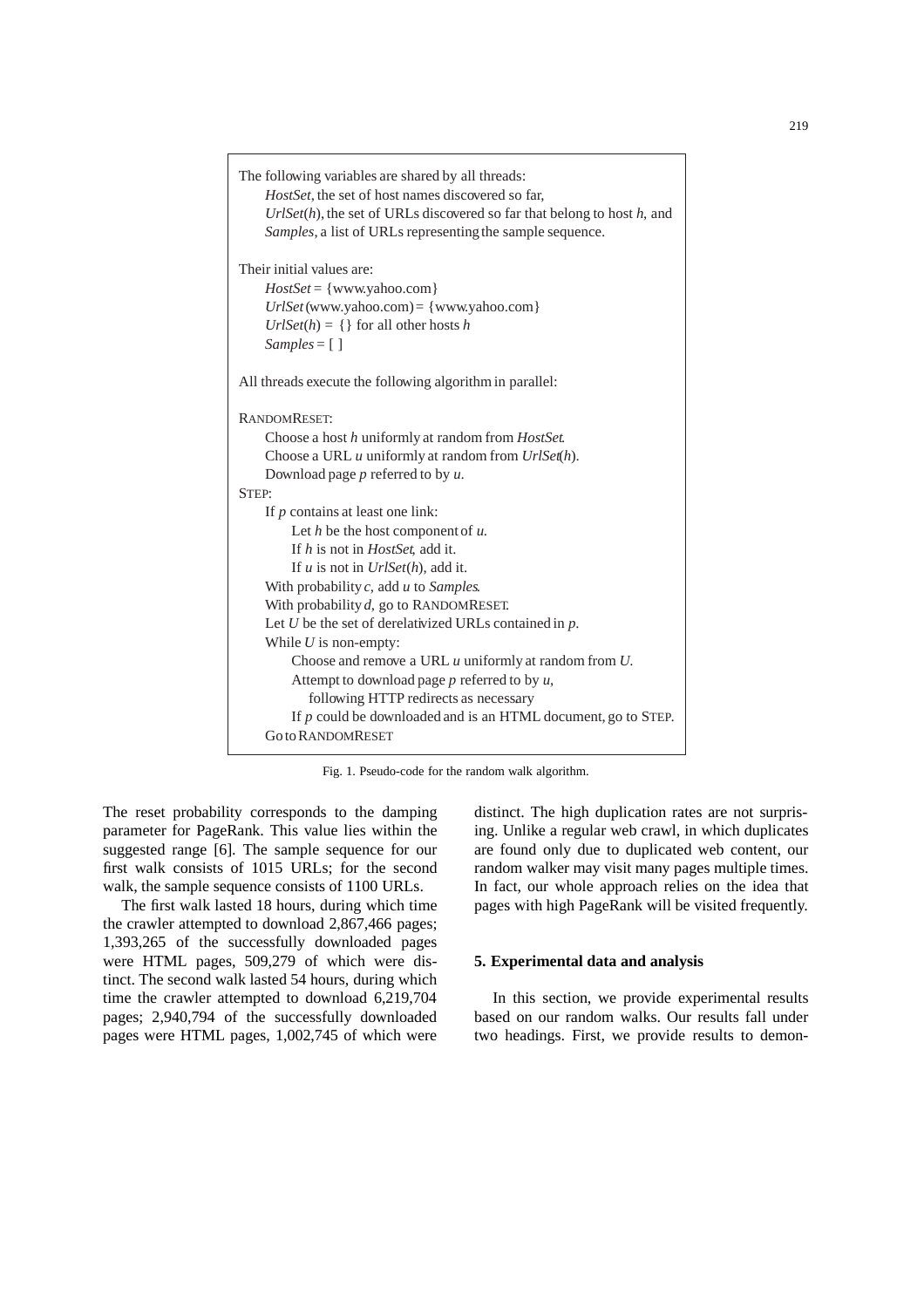```
The following variables are shared by all threads:
    HostSet, the set of host names discovered so far,
    UrlSet(h), the set of URLs discovered so far that belong to host h, and
    Samples, a list of URLs representing the sample sequence.

Their initial values are:
    HostSet = {www.yahoo.com}
    UrlSet(www.yahoo.com) = {www.yahoo.com}
    UrlSet(h) = {} for all other hosts h
    Samples = [ ]

All threads execute the following algorithm in parallel:

RANDOMRESET:
    Choose a host h uniformly at random from HostSet.
    Choose a URL u uniformly at random from UrlSet(h).
    Download page p referred to by u.
STEP:
    If p contains at least one link:
        Let h be the host component of u.
        If h is not in HostSet, add it.
        If u is not in UrlSet(h), add it.
    With probability c, add u to Samples.
    With probability d, go to RANDOMRESET.
    Let U be the set of derelativized URLs contained in p.
    While U is non-empty:
        Choose and remove a URL u uniformly at random from U.
        Attempt to download page p referred to by u,
            following HTTP redirects as necessary
        If p could be downloaded and is an HTML document, go to STEP.
    Go to RANDOMRESET
```

Fig. 1. Pseudo-code for the random walk algorithm.

The reset probability corresponds to the damping parameter for PageRank. This value lies within the suggested range [6]. The sample sequence for our first walk consists of 1015 URLs; for the second walk, the sample sequence consists of 1100 URLs.

The first walk lasted 18 hours, during which time the crawler attempted to download 2,867,466 pages; 1,393,265 of the successfully downloaded pages were HTML pages, 509,279 of which were distinct. The second walk lasted 54 hours, during which time the crawler attempted to download 6,219,704 pages; 2,940,794 of the successfully downloaded pages were HTML pages, 1,002,745 of which were distinct. The high duplication rates are not surprising. Unlike a regular web crawl, in which duplicates are found only due to duplicated web content, our random walker may visit many pages multiple times. In fact, our whole approach relies on the idea that pages with high PageRank will be visited frequently.

## 5. Experimental data and analysis

In this section, we provide experimental results based on our random walks. Our results fall under two headings. First, we provide results to demon-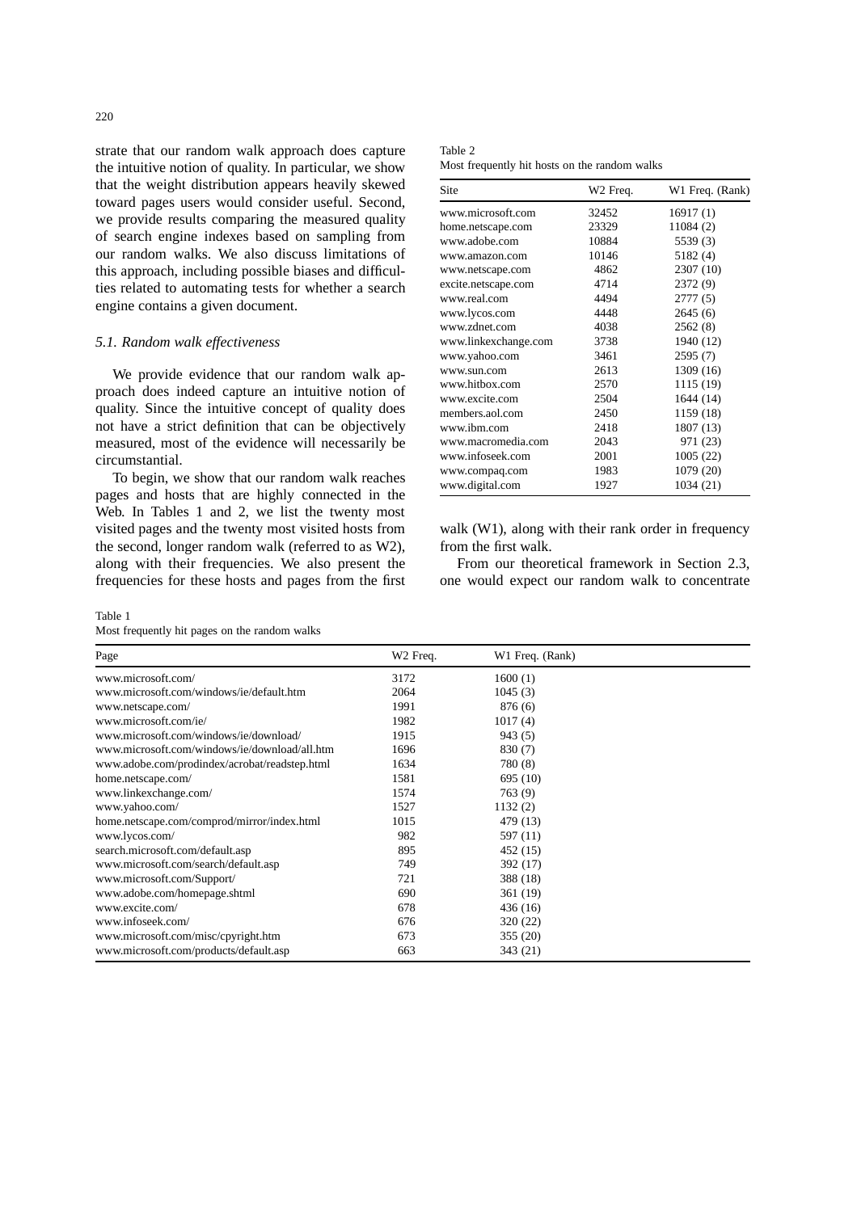strate that our random walk approach does capture the intuitive notion of quality. In particular, we show that the weight distribution appears heavily skewed toward pages users would consider useful. Second, we provide results comparing the measured quality of search engine indexes based on sampling from our random walks. We also discuss limitations of this approach, including possible biases and difficulties related to automating tests for whether a search engine contains a given document.

### *5.1. Random walk effectiveness*

We provide evidence that our random walk approach does indeed capture an intuitive notion of quality. Since the intuitive concept of quality does not have a strict definition that can be objectively measured, most of the evidence will necessarily be circumstantial.

To begin, we show that our random walk reaches pages and hosts that are highly connected in the Web. In Tables 1 and 2, we list the twenty most visited pages and the twenty most visited hosts from the second, longer random walk (referred to as W2), along with their frequencies. We also present the frequencies for these hosts and pages from the first walk (W1), along with their rank order in frequency from the first walk.

Table 2
Most frequently hit hosts on the random walks

| Site | W2 Freq. | W1 Freq. (Rank) |
|---|---|---|
| www.microsoft.com | 32452 | 16917 (1) |
| home.netscape.com | 23329 | 11084 (2) |
| www.adobe.com | 10884 | 5539 (3) |
| www.amazon.com | 10146 | 5182 (4) |
| www.netscape.com | 4862 | 2307 (10) |
| excite.netscape.com | 4714 | 2372 (9) |
| www.real.com | 4494 | 2777 (5) |
| www.lycos.com | 4448 | 2645 (6) |
| www.zdnet.com | 4038 | 2562 (8) |
| www.linkexchange.com | 3738 | 1940 (12) |
| www.yahoo.com | 3461 | 2595 (7) |
| www.sun.com | 2613 | 1309 (16) |
| www.hitbox.com | 2570 | 1115 (19) |
| www.excite.com | 2504 | 1644 (14) |
| members.aol.com | 2450 | 1159 (18) |
| www.ibm.com | 2418 | 1807 (13) |
| www.macromedia.com | 2043 | 971 (23) |
| www.infoseek.com | 2001 | 1005 (22) |
| www.compaq.com | 1983 | 1079 (20) |
| www.digital.com | 1927 | 1034 (21) |

From our theoretical framework in Section 2.3, one would expect our random walk to concentrate

Table 1
Most frequently hit pages on the random walks

| Page | W2 Freq. | W1 Freq. (Rank) |
|---|---|---|
| www.microsoft.com/ | 3172 | 1600 (1) |
| www.microsoft.com/windows/ie/default.htm | 2064 | 1045 (3) |
| www.netscape.com/ | 1991 | 876 (6) |
| www.microsoft.com/ie/ | 1982 | 1017 (4) |
| www.microsoft.com/windows/ie/download/ | 1915 | 943 (5) |
| www.microsoft.com/windows/ie/download/all.htm | 1696 | 830 (7) |
| www.adobe.com/prodindex/acrobat/readstep.html | 1634 | 780 (8) |
| home.netscape.com/ | 1581 | 695 (10) |
| www.linkexchange.com/ | 1574 | 763 (9) |
| www.yahoo.com/ | 1527 | 1132 (2) |
| home.netscape.com/comprod/mirror/index.html | 1015 | 479 (13) |
| www.lycos.com/ | 982 | 597 (11) |
| search.microsoft.com/default.asp | 895 | 452 (15) |
| www.microsoft.com/search/default.asp | 749 | 392 (17) |
| www.microsoft.com/Support/ | 721 | 388 (18) |
| www.adobe.com/homepage.shtml | 690 | 361 (19) |
| www.excite.com/ | 678 | 436 (16) |
| www.infoseek.com/ | 676 | 320 (22) |
| www.microsoft.com/misc/cpyright.htm | 673 | 355 (20) |
| www.microsoft.com/products/default.asp | 663 | 343 (21) |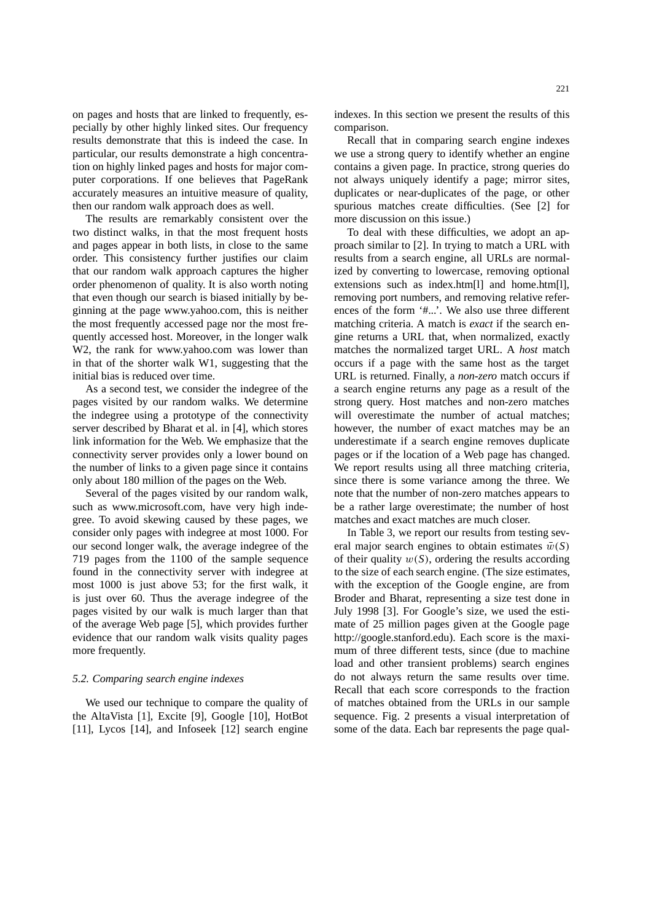on pages and hosts that are linked to frequently, especially by other highly linked sites. Our frequency results demonstrate that this is indeed the case. In particular, our results demonstrate a high concentration on highly linked pages and hosts for major computer corporations. If one believes that PageRank accurately measures an intuitive measure of quality, then our random walk approach does as well.

The results are remarkably consistent over the two distinct walks, in that the most frequent hosts and pages appear in both lists, in close to the same order. This consistency further justifies our claim that our random walk approach captures the higher order phenomenon of quality. It is also worth noting that even though our search is biased initially by beginning at the page www.yahoo.com, this is neither the most frequently accessed page nor the most frequently accessed host. Moreover, in the longer walk W2, the rank for www.yahoo.com was lower than in that of the shorter walk W1, suggesting that the initial bias is reduced over time.

As a second test, we consider the indegree of the pages visited by our random walks. We determine the indegree using a prototype of the connectivity server described by Bharat et al. in [4], which stores link information for the Web. We emphasize that the connectivity server provides only a lower bound on the number of links to a given page since it contains only about 180 million of the pages on the Web.

Several of the pages visited by our random walk, such as www.microsoft.com, have very high indegree. To avoid skewing caused by these pages, we consider only pages with indegree at most 1000. For our second longer walk, the average indegree of the 719 pages from the 1100 of the sample sequence found in the connectivity server with indegree at most 1000 is just above 53; for the first walk, it is just over 60. Thus the average indegree of the pages visited by our walk is much larger than that of the average Web page [5], which provides further evidence that our random walk visits quality pages more frequently.

### *5.2. Comparing search engine indexes*

We used our technique to compare the quality of the AltaVista [1], Excite [9], Google [10], HotBot [11], Lycos [14], and Infoseek [12] search engine indexes. In this section we present the results of this comparison.

Recall that in comparing search engine indexes we use a strong query to identify whether an engine contains a given page. In practice, strong queries do not always uniquely identify a page; mirror sites, duplicates or near-duplicates of the page, or other spurious matches create difficulties. (See [2] for more discussion on this issue.)

To deal with these difficulties, we adopt an approach similar to [2]. In trying to match a URL with results from a search engine, all URLs are normalized by converting to lowercase, removing optional extensions such as index.htm[l] and home.htm[l], removing port numbers, and removing relative references of the form '#...'. We also use three different matching criteria. A match is *exact* if the search engine returns a URL that, when normalized, exactly matches the normalized target URL. A *host* match occurs if a page with the same host as the target URL is returned. Finally, a *non-zero* match occurs if a search engine returns any page as a result of the strong query. Host matches and non-zero matches will overestimate the number of actual matches; however, the number of exact matches may be an underestimate if a search engine removes duplicate pages or if the location of a Web page has changed. We report results using all three matching criteria, since there is some variance among the three. We note that the number of non-zero matches appears to be a rather large overestimate; the number of host matches and exact matches are much closer.

In Table 3, we report our results from testing several major search engines to obtain estimates $\bar{w}(S)$ of their quality $w(S)$, ordering the results according to the size of each search engine. (The size estimates, with the exception of the Google engine, are from Broder and Bharat, representing a size test done in July 1998 [3]. For Google's size, we used the estimate of 25 million pages given at the Google page http://google.stanford.edu). Each score is the maximum of three different tests, since (due to machine load and other transient problems) search engines do not always return the same results over time. Recall that each score corresponds to the fraction of matches obtained from the URLs in our sample sequence. Fig. 2 presents a visual interpretation of some of the data. Each bar represents the page qual-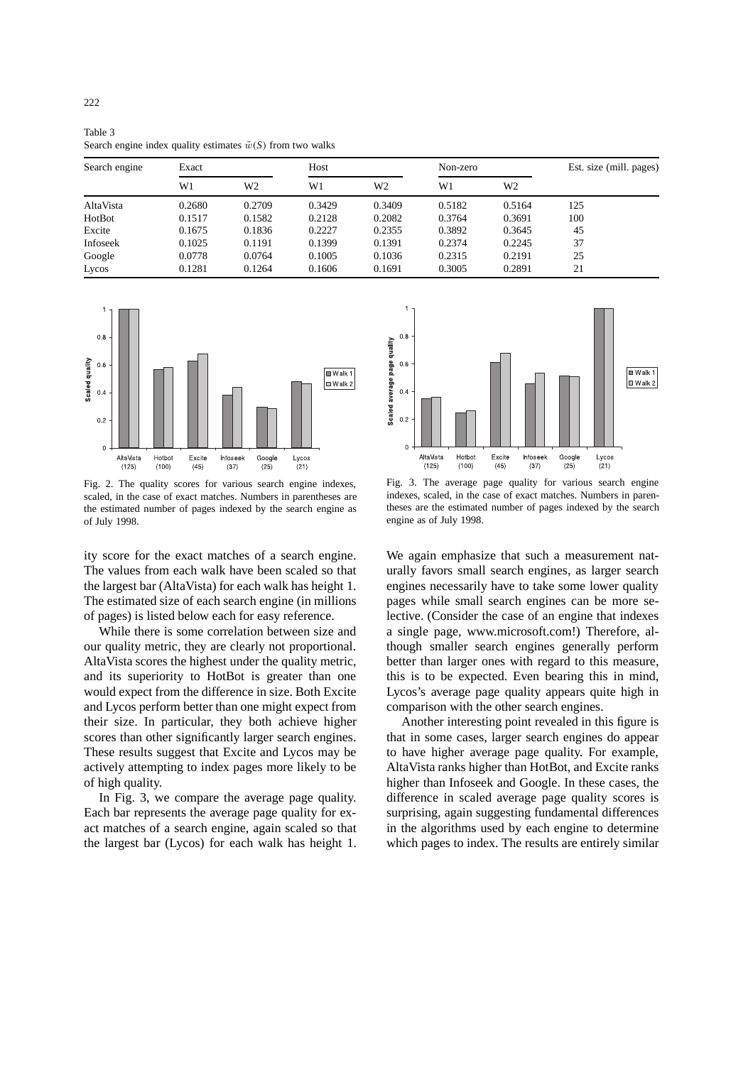Table 3
Search engine index quality estimates $\bar{w}(S)$ from two walks

| Search engine | Exact | | Host | | Non-zero | | Est. size (mill. pages) |
|---|---|---|---|---|---|---|---|
| | W1 | W2 | W1 | W2 | W1 | W2 | |
| AltaVista | 0.2680 | 0.2709 | 0.3429 | 0.3409 | 0.5182 | 0.5164 | 125 |
| HotBot | 0.1517 | 0.1582 | 0.2128 | 0.2082 | 0.3764 | 0.3691 | 100 |
| Excite | 0.1675 | 0.1836 | 0.2227 | 0.2355 | 0.3892 | 0.3645 | 45 |
| Infoseek | 0.1025 | 0.1191 | 0.1399 | 0.1391 | 0.2374 | 0.2245 | 37 |
| Google | 0.0778 | 0.0764 | 0.1005 | 0.1036 | 0.2315 | 0.2191 | 25 |
| Lycos | 0.1281 | 0.1264 | 0.1606 | 0.1691 | 0.3005 | 0.2891 | 21 |

Scaled quality
1
0.8
0.6
0.4
0.2
0
AltaVista (125)
Hotbot (100)
Excite (45)
Infoseek (37)
Google (25)
Lycos (21)
Walk 1
Walk 2

Fig. 2. The quality scores for various search engine indexes, scaled, in the case of exact matches. Numbers in parentheses are the estimated number of pages indexed by the search engine as of July 1998.

Scaled average page quality
1
0.8
0.6
0.4
0.2
0
AltaVista (125)
Hotbot (100)
Excite (45)
Infoseek (37)
Google (25)
Lycos (21)
Walk 1
Walk 2

Fig. 3. The average page quality for various search engine indexes, scaled, in the case of exact matches. Numbers in parentheses are the estimated number of pages indexed by the search engine as of July 1998.

ity score for the exact matches of a search engine. The values from each walk have been scaled so that the largest bar (AltaVista) for each walk has height 1. The estimated size of each search engine (in millions of pages) is listed below each for easy reference.

While there is some correlation between size and our quality metric, they are clearly not proportional. AltaVista scores the highest under the quality metric, and its superiority to HotBot is greater than one would expect from the difference in size. Both Excite and Lycos perform better than one might expect from their size. In particular, they both achieve higher scores than other significantly larger search engines. These results suggest that Excite and Lycos may be actively attempting to index pages more likely to be of high quality.

In Fig. 3, we compare the average page quality. Each bar represents the average page quality for exact matches of a search engine, again scaled so that the largest bar (Lycos) for each walk has height 1. We again emphasize that such a measurement naturally favors small search engines, as larger search engines necessarily have to take some lower quality pages while small search engines can be more selective. (Consider the case of an engine that indexes a single page, www.microsoft.com!) Therefore, although smaller search engines generally perform better than larger ones with regard to this measure, this is to be expected. Even bearing this in mind, Lycos's average page quality appears quite high in comparison with the other search engines.

Another interesting point revealed in this figure is that in some cases, larger search engines do appear to have higher average page quality. For example, AltaVista ranks higher than HotBot, and Excite ranks higher than Infoseek and Google. In these cases, the difference in scaled average page quality scores is surprising, again suggesting fundamental differences in the algorithms used by each engine to determine which pages to index. The results are entirely similar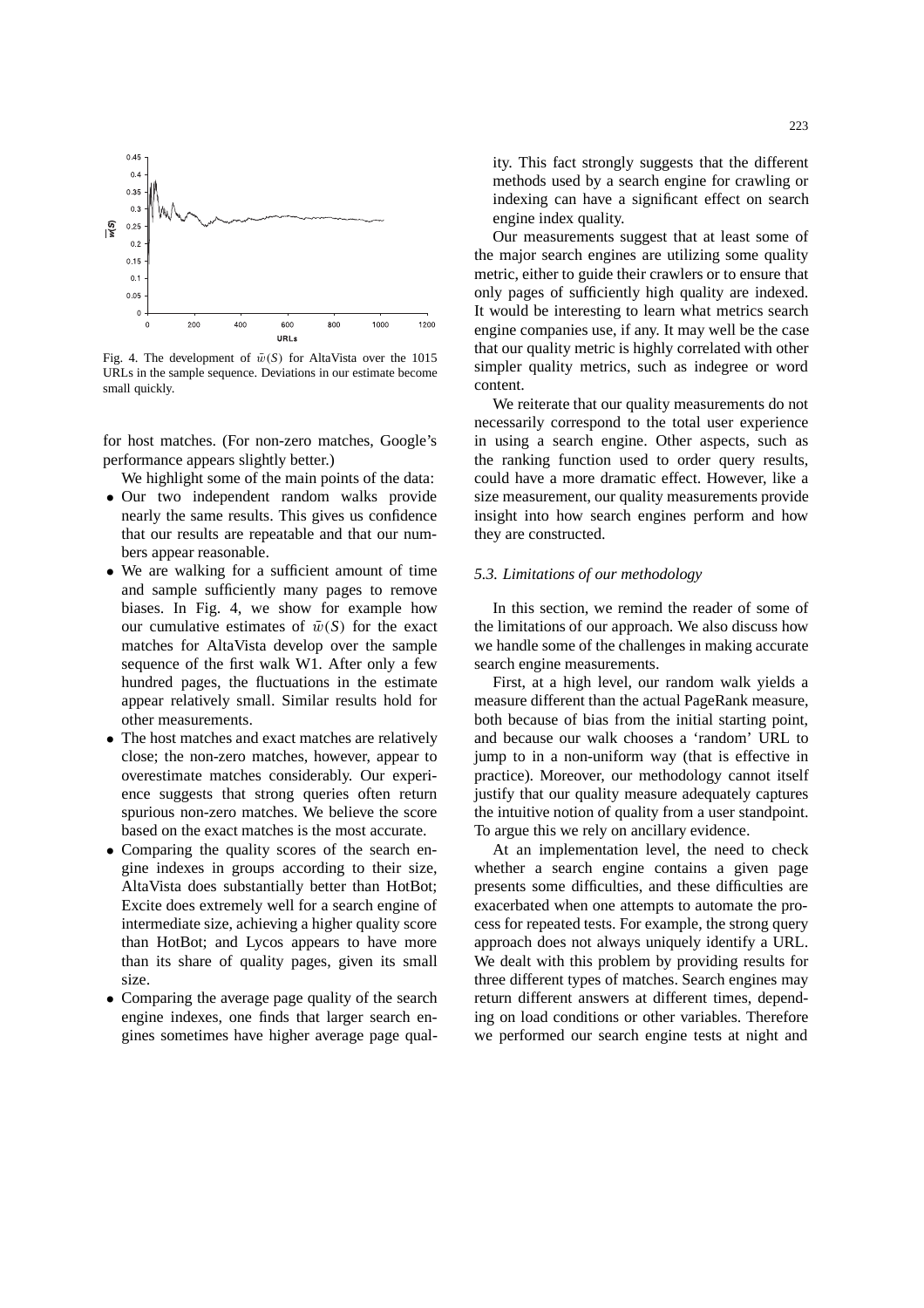Fig. 4. The development of $\bar{w}(S)$ for AltaVista over the 1015 URLs in the sample sequence. Deviations in our estimate become small quickly.

for host matches. (For non-zero matches, Google's performance appears slightly better.)

We highlight some of the main points of the data:

- Our two independent random walks provide nearly the same results. This gives us confidence that our results are repeatable and that our numbers appear reasonable.
- We are walking for a sufficient amount of time and sample sufficiently many pages to remove biases. In Fig. 4, we show for example how our cumulative estimates of $\bar{w}(S)$ for the exact matches for AltaVista develop over the sample sequence of the first walk W1. After only a few hundred pages, the fluctuations in the estimate appear relatively small. Similar results hold for other measurements.
- The host matches and exact matches are relatively close; the non-zero matches, however, appear to overestimate matches considerably. Our experience suggests that strong queries often return spurious non-zero matches. We believe the score based on the exact matches is the most accurate.
- Comparing the quality scores of the search engine indexes in groups according to their size, AltaVista does substantially better than HotBot; Excite does extremely well for a search engine of intermediate size, achieving a higher quality score than HotBot; and Lycos appears to have more than its share of quality pages, given its small size.
- Comparing the average page quality of the search engine indexes, one finds that larger search engines sometimes have higher average page quality. This fact strongly suggests that the different methods used by a search engine for crawling or indexing can have a significant effect on search engine index quality.

Our measurements suggest that at least some of the major search engines are utilizing some quality metric, either to guide their crawlers or to ensure that only pages of sufficiently high quality are indexed. It would be interesting to learn what metrics search engine companies use, if any. It may well be the case that our quality metric is highly correlated with other simpler quality metrics, such as indegree or word content.

We reiterate that our quality measurements do not necessarily correspond to the total user experience in using a search engine. Other aspects, such as the ranking function used to order query results, could have a more dramatic effect. However, like a size measurement, our quality measurements provide insight into how search engines perform and how they are constructed.

### *5.3. Limitations of our methodology*

In this section, we remind the reader of some of the limitations of our approach. We also discuss how we handle some of the challenges in making accurate search engine measurements.

First, at a high level, our random walk yields a measure different than the actual PageRank measure, both because of bias from the initial starting point, and because our walk chooses a 'random' URL to jump to in a non-uniform way (that is effective in practice). Moreover, our methodology cannot itself justify that our quality measure adequately captures the intuitive notion of quality from a user standpoint. To argue this we rely on ancillary evidence.

At an implementation level, the need to check whether a search engine contains a given page presents some difficulties, and these difficulties are exacerbated when one attempts to automate the process for repeated tests. For example, the strong query approach does not always uniquely identify a URL. We dealt with this problem by providing results for three different types of matches. Search engines may return different answers at different times, depending on load conditions or other variables. Therefore we performed our search engine tests at night and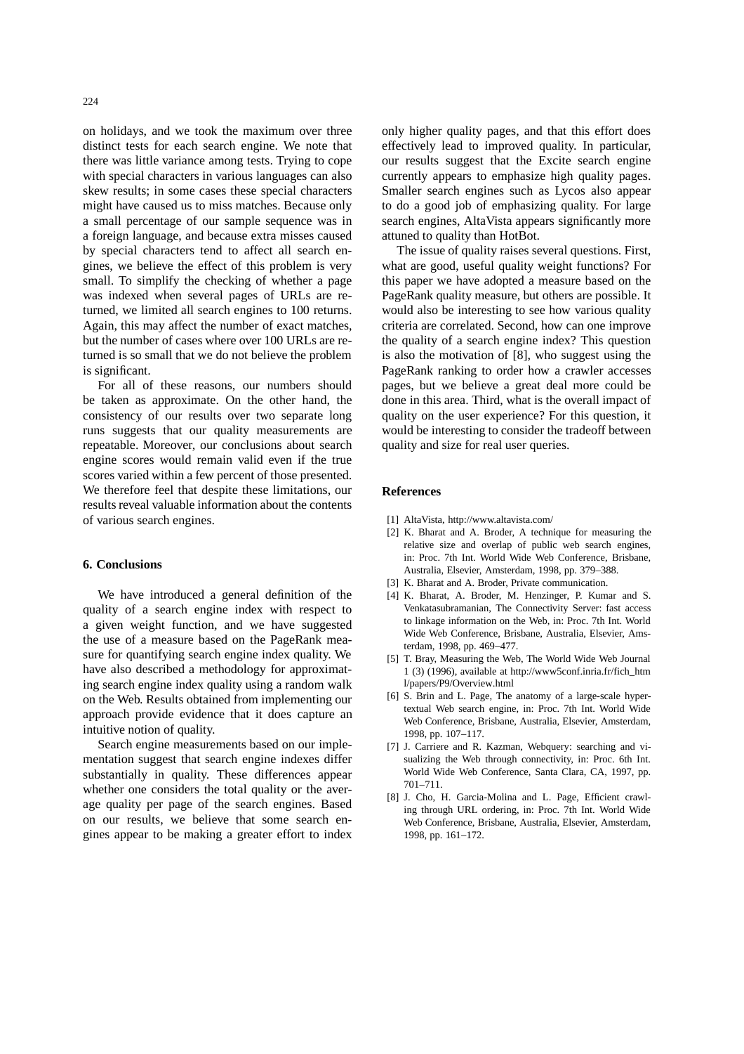on holidays, and we took the maximum over three distinct tests for each search engine. We note that there was little variance among tests. Trying to cope with special characters in various languages can also skew results; in some cases these special characters might have caused us to miss matches. Because only a small percentage of our sample sequence was in a foreign language, and because extra misses caused by special characters tend to affect all search engines, we believe the effect of this problem is very small. To simplify the checking of whether a page was indexed when several pages of URLs are returned, we limited all search engines to 100 returns. Again, this may affect the number of exact matches, but the number of cases where over 100 URLs are returned is so small that we do not believe the problem is significant.

For all of these reasons, our numbers should be taken as approximate. On the other hand, the consistency of our results over two separate long runs suggests that our quality measurements are repeatable. Moreover, our conclusions about search engine scores would remain valid even if the true scores varied within a few percent of those presented. We therefore feel that despite these limitations, our results reveal valuable information about the contents of various search engines.

## 6. Conclusions

We have introduced a general definition of the quality of a search engine index with respect to a given weight function, and we have suggested the use of a measure based on the PageRank measure for quantifying search engine index quality. We have also described a methodology for approximating search engine index quality using a random walk on the Web. Results obtained from implementing our approach provide evidence that it does capture an intuitive notion of quality.

Search engine measurements based on our implementation suggest that search engine indexes differ substantially in quality. These differences appear whether one considers the total quality or the average quality per page of the search engines. Based on our results, we believe that some search engines appear to be making a greater effort to index only higher quality pages, and that this effort does effectively lead to improved quality. In particular, our results suggest that the Excite search engine currently appears to emphasize high quality pages. Smaller search engines such as Lycos also appear to do a good job of emphasizing quality. For large search engines, AltaVista appears significantly more attuned to quality than HotBot.

The issue of quality raises several questions. First, what are good, useful quality weight functions? For this paper we have adopted a measure based on the PageRank quality measure, but others are possible. It would also be interesting to see how various quality criteria are correlated. Second, how can one improve the quality of a search engine index? This question is also the motivation of [8], who suggest using the PageRank ranking to order how a crawler accesses pages, but we believe a great deal more could be done in this area. Third, what is the overall impact of quality on the user experience? For this question, it would be interesting to consider the tradeoff between quality and size for real user queries.

## References

[1] AltaVista, http://www.altavista.com/

[2] K. Bharat and A. Broder, A technique for measuring the relative size and overlap of public web search engines, in: Proc. 7th Int. World Wide Web Conference, Brisbane, Australia, Elsevier, Amsterdam, 1998, pp. 379–388.

[3] K. Bharat and A. Broder, Private communication.

[4] K. Bharat, A. Broder, M. Henzinger, P. Kumar and S. Venkatasubramanian, The Connectivity Server: fast access to linkage information on the Web, in: Proc. 7th Int. World Wide Web Conference, Brisbane, Australia, Elsevier, Amsterdam, 1998, pp. 469–477.

[5] T. Bray, Measuring the Web, The World Wide Web Journal 1 (3) (1996), available at http://www5conf.inria.fr/fich_html/papers/P9/Overview.html

[6] S. Brin and L. Page, The anatomy of a large-scale hypertextual Web search engine, in: Proc. 7th Int. World Wide Web Conference, Brisbane, Australia, Elsevier, Amsterdam, 1998, pp. 107–117.

[7] J. Carriere and R. Kazman, Webquery: searching and visualizing the Web through connectivity, in: Proc. 6th Int. World Wide Web Conference, Santa Clara, CA, 1997, pp. 701–711.

[8] J. Cho, H. Garcia-Molina and L. Page, Efficient crawling through URL ordering, in: Proc. 7th Int. World Wide Web Conference, Brisbane, Australia, Elsevier, Amsterdam, 1998, pp. 161–172.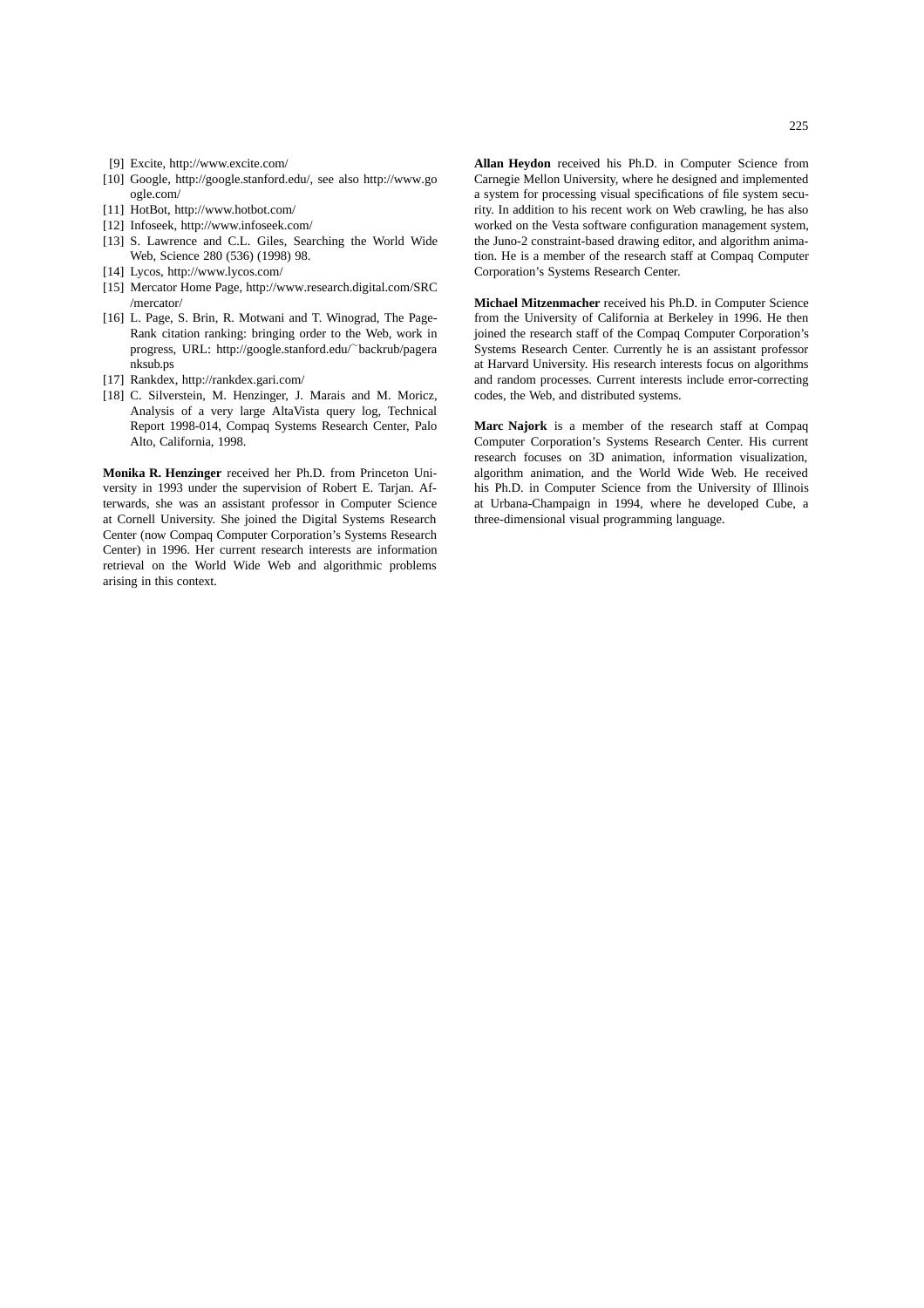[9] Excite, http://www.excite.com/

[10] Google, http://google.stanford.edu/, see also http://www.google.com/

[11] HotBot, http://www.hotbot.com/

[12] Infoseek, http://www.infoseek.com/

[13] S. Lawrence and C.L. Giles, Searching the World Wide Web, Science 280 (536) (1998) 98.

[14] Lycos, http://www.lycos.com/

[15] Mercator Home Page, http://www.research.digital.com/SRC/mercator/

[16] L. Page, S. Brin, R. Motwani and T. Winograd, The PageRank citation ranking: bringing order to the Web, work in progress, URL: http://google.stanford.edu/~backrub/pageranksub.ps

[17] Rankdex, http://rankdex.gari.com/

[18] C. Silverstein, M. Henzinger, J. Marais and M. Moricz, Analysis of a very large AltaVista query log, Technical Report 1998-014, Compaq Systems Research Center, Palo Alto, California, 1998.

**Monika R. Henzinger** received her Ph.D. from Princeton University in 1993 under the supervision of Robert E. Tarjan. Afterwards, she was an assistant professor in Computer Science at Cornell University. She joined the Digital Systems Research Center (now Compaq Computer Corporation's Systems Research Center) in 1996. Her current research interests are information retrieval on the World Wide Web and algorithmic problems arising in this context.

**Allan Heydon** received his Ph.D. in Computer Science from Carnegie Mellon University, where he designed and implemented a system for processing visual specifications of file system security. In addition to his recent work on Web crawling, he has also worked on the Vesta software configuration management system, the Juno-2 constraint-based drawing editor, and algorithm animation. He is a member of the research staff at Compaq Computer Corporation's Systems Research Center.

**Michael Mitzenmacher** received his Ph.D. in Computer Science from the University of California at Berkeley in 1996. He then joined the research staff of the Compaq Computer Corporation's Systems Research Center. Currently he is an assistant professor at Harvard University. His research interests focus on algorithms and random processes. Current interests include error-correcting codes, the Web, and distributed systems.

**Marc Najork** is a member of the research staff at Compaq Computer Corporation's Systems Research Center. His current research focuses on 3D animation, information visualization, algorithm animation, and the World Wide Web. He received his Ph.D. in Computer Science from the University of Illinois at Urbana-Champaign in 1994, where he developed Cube, a three-dimensional visual programming language.